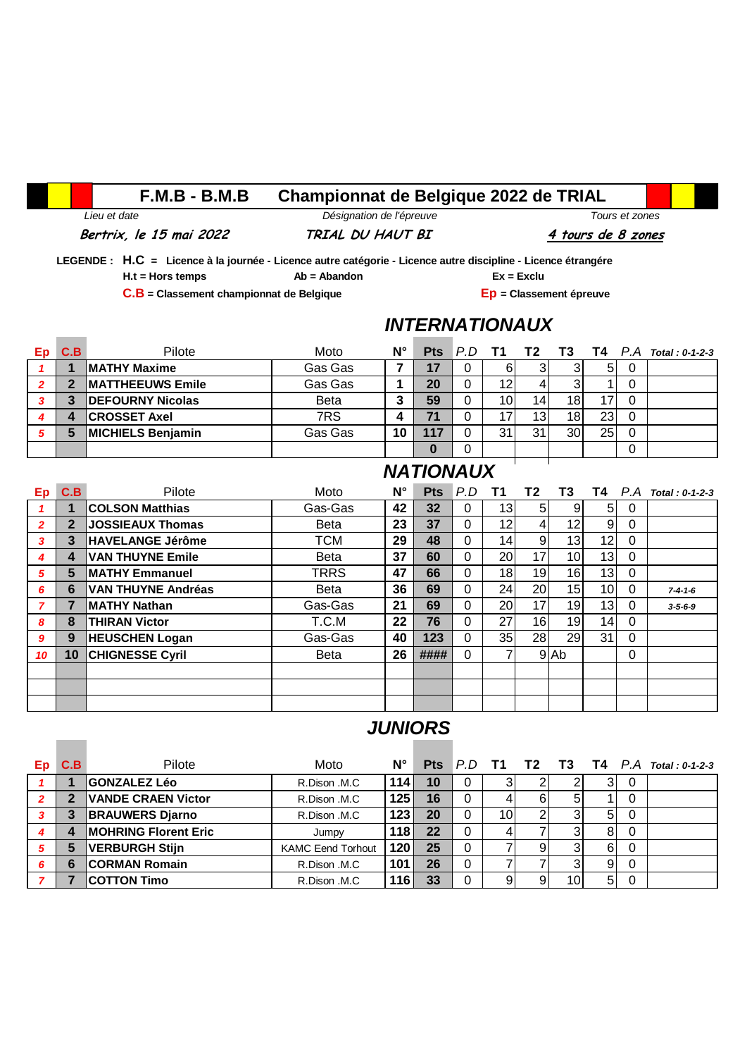# F.M.B - B.M.B Championnat de Belgique 2022 de TRIAL

| Lieu et date | Désignation de l'épreuve | Tours et zones |
|---|---|---|
| Bertrix, le 15 mai 2022 | TRIAL DU HAUT BI | 4 tours de 8 zones |

**LEGENDE : H.C = Licence à la journée - Licence autre catégorie - Licence autre discipline - Licence étrangère**

**H.t = Hors temps** **Ab = Abandon** **Ex = Exclu**

**C.B = Classement championnat de Belgique** **Ep = Classement épreuve**

## INTERNATIONAUX

| Ep | C.B | Pilote | Moto | N° | Pts | P.D | T1 | T2 | T3 | T4 | P.A | Total : 0-1-2-3 |
|---|---|---|---|---|---|---|---|---|---|---|---|---|
| 1 | 1 | MATHY Maxime | Gas Gas | 7 | 17 | 0 | 6 | 3 | 3 | 5 | 0 | |
| 2 | 2 | MATTHEEUWS Emile | Gas Gas | 1 | 20 | 0 | 12 | 4 | 3 | 1 | 0 | |
| 3 | 3 | DEFOURNY Nicolas | Beta | 3 | 59 | 0 | 10 | 14 | 18 | 17 | 0 | |
| 4 | 4 | CROSSET Axel | 7RS | 4 | 71 | 0 | 17 | 13 | 18 | 23 | 0 | |
| 5 | 5 | MICHIELS Benjamin | Gas Gas | 10 | 117 | 0 | 31 | 31 | 30 | 25 | 0 | |
| | | | | | 0 | 0 | | | | | 0 | |

## NATIONAUX

| Ep | C.B | Pilote | Moto | N° | Pts | P.D | T1 | T2 | T3 | T4 | P.A | Total : 0-1-2-3 |
|---|---|---|---|---|---|---|---|---|---|---|---|---|
| 1 | 1 | COLSON Matthias | Gas-Gas | 42 | 32 | 0 | 13 | 5 | 9 | 5 | 0 | |
| 2 | 2 | JOSSIEAUX Thomas | Beta | 23 | 37 | 0 | 12 | 4 | 12 | 9 | 0 | |
| 3 | 3 | HAVELANGE Jérôme | TCM | 29 | 48 | 0 | 14 | 9 | 13 | 12 | 0 | |
| 4 | 4 | VAN THUYNE Emile | Beta | 37 | 60 | 0 | 20 | 17 | 10 | 13 | 0 | |
| 5 | 5 | MATHY Emmanuel | TRRS | 47 | 66 | 0 | 18 | 19 | 16 | 13 | 0 | |
| 6 | 6 | VAN THUYNE Andréas | Beta | 36 | 69 | 0 | 24 | 20 | 15 | 10 | 0 | 7-4-1-6 |
| 7 | 7 | MATHY Nathan | Gas-Gas | 21 | 69 | 0 | 20 | 17 | 19 | 13 | 0 | 3-5-6-9 |
| 8 | 8 | THIRAN Victor | T.C.M | 22 | 76 | 0 | 27 | 16 | 19 | 14 | 0 | |
| 9 | 9 | HEUSCHEN Logan | Gas-Gas | 40 | 123 | 0 | 35 | 28 | 29 | 31 | 0 | |
| 10 | 10 | CHIGNESSE Cyril | Beta | 26 | #### | 0 | 7 | 9 | Ab | | 0 | |
| | | | | | | | | | | | | |
| | | | | | | | | | | | | |
| | | | | | | | | | | | | |

## JUNIORS

| Ep | C.B | Pilote | Moto | N° | Pts | P.D | T1 | T2 | T3 | T4 | P.A | Total : 0-1-2-3 |
|---|---|---|---|---|---|---|---|---|---|---|---|---|
| 1 | 1 | GONZALEZ Léo | R.Dison .M.C | 114 | 10 | 0 | 3 | 2 | 2 | 3 | 0 | |
| 2 | 2 | VANDE CRAEN Victor | R.Dison .M.C | 125 | 16 | 0 | 4 | 6 | 5 | 1 | 0 | |
| 3 | 3 | BRAUWERS Djarno | R.Dison .M.C | 123 | 20 | 0 | 10 | 2 | 3 | 5 | 0 | |
| 4 | 4 | MOHRING Florent Eric | Jumpy | 118 | 22 | 0 | 4 | 7 | 3 | 8 | 0 | |
| 5 | 5 | VERBURGH Stijn | KAMC Eend Torhout | 120 | 25 | 0 | 7 | 9 | 3 | 6 | 0 | |
| 6 | 6 | CORMAN Romain | R.Dison .M.C | 101 | 26 | 0 | 7 | 7 | 3 | 9 | 0 | |
| 7 | 7 | COTTON Timo | R.Dison .M.C | 116 | 33 | 0 | 9 | 9 | 10 | 5 | 0 | |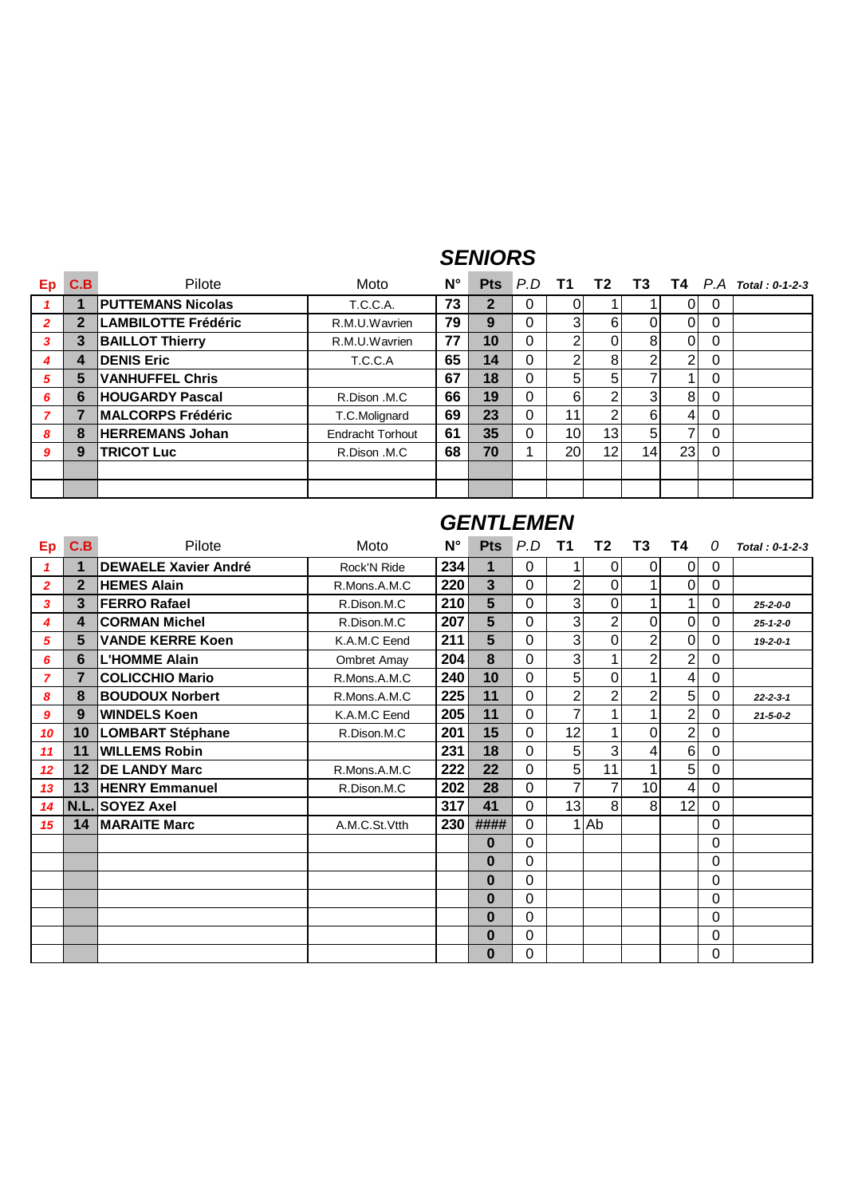## SENIORS

| Ep | C.B | Pilote | Moto | N° | Pts | P.D | T1 | T2 | T3 | T4 | P.A | Total : 0-1-2-3 |
|---|---|---|---|---|---|---|---|---|---|---|---|---|
| 1 | 1 | PUTTEMANS Nicolas | T.C.C.A. | 73 | 2 | 0 | 0 | 1 | 1 | 0 | 0 | |
| 2 | 2 | LAMBILOTTE Frédéric | R.M.U.Wavrien | 79 | 9 | 0 | 3 | 6 | 0 | 0 | 0 | |
| 3 | 3 | BAILLOT Thierry | R.M.U.Wavrien | 77 | 10 | 0 | 2 | 0 | 8 | 0 | 0 | |
| 4 | 4 | DENIS Eric | T.C.C.A | 65 | 14 | 0 | 2 | 8 | 2 | 2 | 0 | |
| 5 | 5 | VANHUFFEL Chris | | 67 | 18 | 0 | 5 | 5 | 7 | 1 | 0 | |
| 6 | 6 | HOUGARDY Pascal | R.Dison .M.C | 66 | 19 | 0 | 6 | 2 | 3 | 8 | 0 | |
| 7 | 7 | MALCORPS Frédéric | T.C.Molignard | 69 | 23 | 0 | 11 | 2 | 6 | 4 | 0 | |
| 8 | 8 | HERREMANS Johan | Endracht Torhout | 61 | 35 | 0 | 10 | 13 | 5 | 7 | 0 | |
| 9 | 9 | TRICOT Luc | R.Dison .M.C | 68 | 70 | 1 | 20 | 12 | 14 | 23 | 0 | |
| | | | | | | | | | | | | |
| | | | | | | | | | | | | |

## GENTLEMEN

| Ep | C.B | Pilote | Moto | N° | Pts | P.D | T1 | T2 | T3 | T4 | 0 | Total : 0-1-2-3 |
|---|---|---|---|---|---|---|---|---|---|---|---|---|
| 1 | 1 | DEWAELE Xavier André | Rock'N Ride | 234 | 1 | 0 | 1 | 0 | 0 | 0 | 0 | |
| 2 | 2 | HEMES Alain | R.Mons.A.M.C | 220 | 3 | 0 | 2 | 0 | 1 | 0 | 0 | |
| 3 | 3 | FERRO Rafael | R.Dison.M.C | 210 | 5 | 0 | 3 | 0 | 1 | 1 | 0 | 25-2-0-0 |
| 4 | 4 | CORMAN Michel | R.Dison.M.C | 207 | 5 | 0 | 3 | 2 | 0 | 0 | 0 | 25-1-2-0 |
| 5 | 5 | VANDE KERRE Koen | K.A.M.C Eend | 211 | 5 | 0 | 3 | 0 | 2 | 0 | 0 | 19-2-0-1 |
| 6 | 6 | L'HOMME Alain | Ombret Amay | 204 | 8 | 0 | 3 | 1 | 2 | 2 | 0 | |
| 7 | 7 | COLICCHIO Mario | R.Mons.A.M.C | 240 | 10 | 0 | 5 | 0 | 1 | 4 | 0 | |
| 8 | 8 | BOUDOUX Norbert | R.Mons.A.M.C | 225 | 11 | 0 | 2 | 2 | 2 | 5 | 0 | 22-2-3-1 |
| 9 | 9 | WINDELS Koen | K.A.M.C Eend | 205 | 11 | 0 | 7 | 1 | 1 | 2 | 0 | 21-5-0-2 |
| 10 | 10 | LOMBART Stéphane | R.Dison.M.C | 201 | 15 | 0 | 12 | 1 | 0 | 2 | 0 | |
| 11 | 11 | WILLEMS Robin | | 231 | 18 | 0 | 5 | 3 | 4 | 6 | 0 | |
| 12 | 12 | DE LANDY Marc | R.Mons.A.M.C | 222 | 22 | 0 | 5 | 11 | 1 | 5 | 0 | |
| 13 | 13 | HENRY Emmanuel | R.Dison.M.C | 202 | 28 | 0 | 7 | 7 | 10 | 4 | 0 | |
| 14 | N.L. | SOYEZ Axel | | 317 | 41 | 0 | 13 | 8 | 8 | 12 | 0 | |
| 15 | 14 | MARAITE Marc | A.M.C.St.Vtth | 230 | #### | 0 | 1 | Ab | | | 0 | |
| | | | | | 0 | 0 | | | | | 0 | |
| | | | | | 0 | 0 | | | | | 0 | |
| | | | | | 0 | 0 | | | | | 0 | |
| | | | | | 0 | 0 | | | | | 0 | |
| | | | | | 0 | 0 | | | | | 0 | |
| | | | | | 0 | 0 | | | | | 0 | |
| | | | | | 0 | 0 | | | | | 0 | |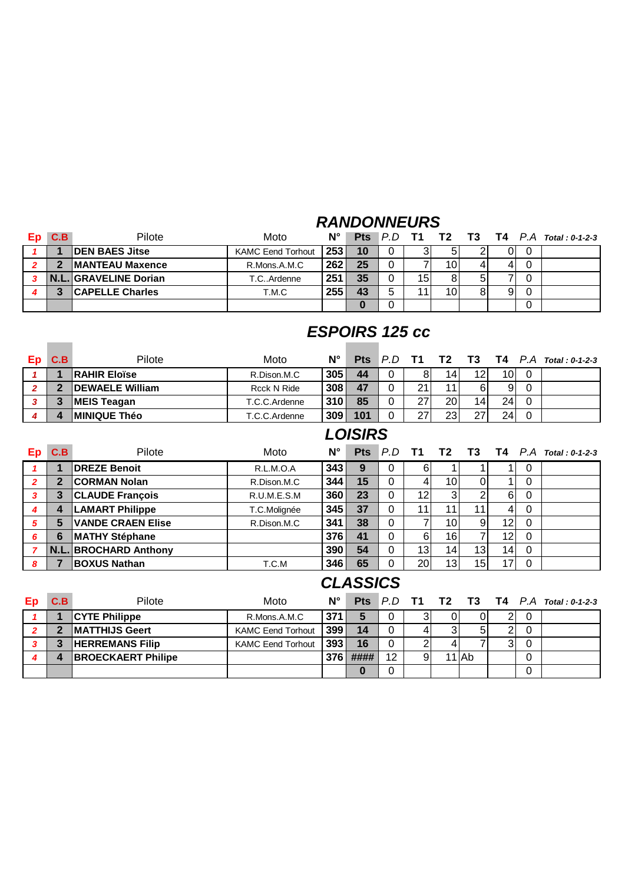## RANDONNEURS

| Ep | C.B | Pilote | Moto | N° | Pts | P.D | T1 | T2 | T3 | T4 | P.A | Total : 0-1-2-3 |
|---|---|---|---|---|---|---|---|---|---|---|---|---|
| 1 | 1 | DEN BAES Jitse | KAMC Eend Torhout | 253 | 10 | 0 | 3 | 5 | 2 | 0 | 0 | |
| 2 | 2 | MANTEAU Maxence | R.Mons.A.M.C | 262 | 25 | 0 | 7 | 10 | 4 | 4 | 0 | |
| 3 | N.L. | GRAVELINE Dorian | T.C..Ardenne | 251 | 35 | 0 | 15 | 8 | 5 | 7 | 0 | |
| 4 | 3 | CAPELLE Charles | T.M.C | 255 | 43 | 5 | 11 | 10 | 8 | 9 | 0 | |
| | | | | | 0 | 0 | | | | | 0 | |

## ESPOIRS 125 cc

| Ep | C.B | Pilote | Moto | N° | Pts | P.D | T1 | T2 | T3 | T4 | P.A | Total : 0-1-2-3 |
|---|---|---|---|---|---|---|---|---|---|---|---|---|
| 1 | 1 | RAHIR Eloïse | R.Dison.M.C | 305 | 44 | 0 | 8 | 14 | 12 | 10 | 0 | |
| 2 | 2 | DEWAELE William | Rcck N Ride | 308 | 47 | 0 | 21 | 11 | 6 | 9 | 0 | |
| 3 | 3 | MEIS Teagan | T.C.C.Ardenne | 310 | 85 | 0 | 27 | 20 | 14 | 24 | 0 | |
| 4 | 4 | MINIQUE Théo | T.C.C.Ardenne | 309 | 101 | 0 | 27 | 23 | 27 | 24 | 0 | |

## LOISIRS

| Ep | C.B | Pilote | Moto | N° | Pts | P.D | T1 | T2 | T3 | T4 | P.A | Total : 0-1-2-3 |
|---|---|---|---|---|---|---|---|---|---|---|---|---|
| 1 | 1 | DREZE Benoit | R.L.M.O.A | 343 | 9 | 0 | 6 | 1 | 1 | 1 | 0 | |
| 2 | 2 | CORMAN Nolan | R.Dison.M.C | 344 | 15 | 0 | 4 | 10 | 0 | 1 | 0 | |
| 3 | 3 | CLAUDE François | R.U.M.E.S.M | 360 | 23 | 0 | 12 | 3 | 2 | 6 | 0 | |
| 4 | 4 | LAMART Philippe | T.C.Molignée | 345 | 37 | 0 | 11 | 11 | 11 | 4 | 0 | |
| 5 | 5 | VANDE CRAEN Elise | R.Dison.M.C | 341 | 38 | 0 | 7 | 10 | 9 | 12 | 0 | |
| 6 | 6 | MATHY Stéphane | | 376 | 41 | 0 | 6 | 16 | 7 | 12 | 0 | |
| 7 | N.L. | BROCHARD Anthony | | 390 | 54 | 0 | 13 | 14 | 13 | 14 | 0 | |
| 8 | 7 | BOXUS Nathan | T.C.M | 346 | 65 | 0 | 20 | 13 | 15 | 17 | 0 | |

## CLASSICS

| Ep | C.B | Pilote | Moto | N° | Pts | P.D | T1 | T2 | T3 | T4 | P.A | Total : 0-1-2-3 |
|---|---|---|---|---|---|---|---|---|---|---|---|---|
| 1 | 1 | CYTE Philippe | R.Mons.A.M.C | 371 | 5 | 0 | 3 | 0 | 0 | 2 | 0 | |
| 2 | 2 | MATTHIJS Geert | KAMC Eend Torhout | 399 | 14 | 0 | 4 | 3 | 5 | 2 | 0 | |
| 3 | 3 | HERREMANS Filip | KAMC Eend Torhout | 393 | 16 | 0 | 2 | 4 | 7 | 3 | 0 | |
| 4 | 4 | BROECKAERT Philipe | | 376 | #### | 12 | 9 | 11 | Ab | | 0 | |
| | | | | | 0 | 0 | | | | | 0 | |